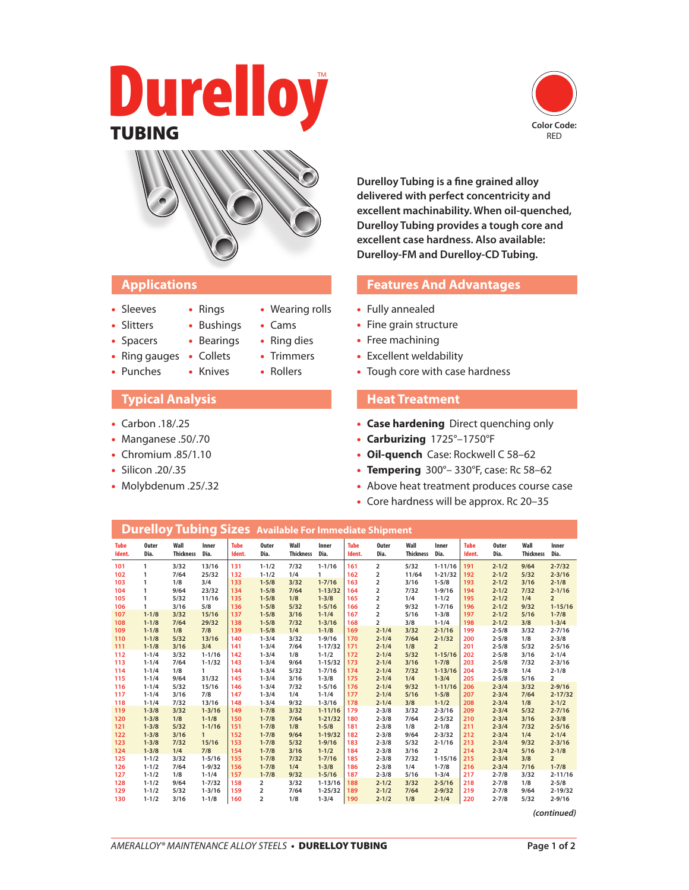# Durelloy™ TUBING

Color Code: RED

**Durelloy Tubing is a fine grained alloy delivered with perfect concentricity and excellent machinability. When oil-quenched, Durelloy Tubing provides a tough core and excellent case hardness. Also available: Durelloy-FM and Durelloy-CD Tubing.**

## Applications

- Sleeves
- Slitters
- Spacers
- Ring gauges
- Punches
- Rings
- Bushings
- Bearings
- Collets
- Knives
- Wearing rolls
- Cams
- Ring dies
- Trimmers
- Rollers

## Features And Advantages

- Fully annealed
- Fine grain structure
- Free machining
- Excellent weldability
- Tough core with case hardness

## Typical Analysis

- Carbon .18/.25
- Manganese .50/.70
- Chromium .85/1.10
- Silicon .20/.35
- Molybdenum .25/.32

## Heat Treatment

- **Case hardening** Direct quenching only
- **Carburizing** 1725°–1750°F
- **Oil-quench** Case: Rockwell C 58–62
- **Tempering** 300°– 330°F, case: Rc 58–62
- Above heat treatment produces course case
- Core hardness will be approx. Rc 20–35

## Durelloy Tubing Sizes Available For Immediate Shipment

| Tube Ident. | Outer Dia. | Wall Thickness | Inner Dia. | Tube Ident. | Outer Dia. | Wall Thickness | Inner Dia. | Tube Ident. | Outer Dia. | Wall Thickness | Inner Dia. | Tube Ident. | Outer Dia. | Wall Thickness | Inner Dia. |
|---|---|---|---|---|---|---|---|---|---|---|---|---|---|---|---|
| 101 | 1 | 3/32 | 13/16 | 131 | 1-1/2 | 7/32 | 1-1/16 | 161 | 2 | 5/32 | 1-11/16 | 191 | 2-1/2 | 9/64 | 2-7/32 |
| 102 | 1 | 7/64 | 25/32 | 132 | 1-1/2 | 1/4 | 1 | 162 | 2 | 11/64 | 1-21/32 | 192 | 2-1/2 | 5/32 | 2-3/16 |
| 103 | 1 | 1/8 | 3/4 | 133 | 1-5/8 | 3/32 | 1-7/16 | 163 | 2 | 3/16 | 1-5/8 | 193 | 2-1/2 | 3/16 | 2-1/8 |
| 104 | 1 | 9/64 | 23/32 | 134 | 1-5/8 | 7/64 | 1-13/32 | 164 | 2 | 7/32 | 1-9/16 | 194 | 2-1/2 | 7/32 | 2-1/16 |
| 105 | 1 | 5/32 | 11/16 | 135 | 1-5/8 | 1/8 | 1-3/8 | 165 | 2 | 1/4 | 1-1/2 | 195 | 2-1/2 | 1/4 | 2 |
| 106 | 1 | 3/16 | 5/8 | 136 | 1-5/8 | 5/32 | 1-5/16 | 166 | 2 | 9/32 | 1-7/16 | 196 | 2-1/2 | 9/32 | 1-15/16 |
| 107 | 1-1/8 | 3/32 | 15/16 | 137 | 1-5/8 | 3/16 | 1-1/4 | 167 | 2 | 5/16 | 1-3/8 | 197 | 2-1/2 | 5/16 | 1-7/8 |
| 108 | 1-1/8 | 7/64 | 29/32 | 138 | 1-5/8 | 7/32 | 1-3/16 | 168 | 2 | 3/8 | 1-1/4 | 198 | 2-1/2 | 3/8 | 1-3/4 |
| 109 | 1-1/8 | 1/8 | 7/8 | 139 | 1-5/8 | 1/4 | 1-1/8 | 169 | 2-1/4 | 3/32 | 2-1/16 | 199 | 2-5/8 | 3/32 | 2-7/16 |
| 110 | 1-1/8 | 5/32 | 13/16 | 140 | 1-3/4 | 3/32 | 1-9/16 | 170 | 2-1/4 | 7/64 | 2-1/32 | 200 | 2-5/8 | 1/8 | 2-3/8 |
| 111 | 1-1/8 | 3/16 | 3/4 | 141 | 1-3/4 | 7/64 | 1-17/32 | 171 | 2-1/4 | 1/8 | 2 | 201 | 2-5/8 | 5/32 | 2-5/16 |
| 112 | 1-1/4 | 3/32 | 1-1/16 | 142 | 1-3/4 | 1/8 | 1-1/2 | 172 | 2-1/4 | 5/32 | 1-15/16 | 202 | 2-5/8 | 3/16 | 2-1/4 |
| 113 | 1-1/4 | 7/64 | 1-1/32 | 143 | 1-3/4 | 9/64 | 1-15/32 | 173 | 2-1/4 | 3/16 | 1-7/8 | 203 | 2-5/8 | 7/32 | 2-3/16 |
| 114 | 1-1/4 | 1/8 | 1 | 144 | 1-3/4 | 5/32 | 1-7/16 | 174 | 2-1/4 | 7/32 | 1-13/16 | 204 | 2-5/8 | 1/4 | 2-1/8 |
| 115 | 1-1/4 | 9/64 | 31/32 | 145 | 1-3/4 | 3/16 | 1-3/8 | 175 | 2-1/4 | 1/4 | 1-3/4 | 205 | 2-5/8 | 5/16 | 2 |
| 116 | 1-1/4 | 5/32 | 15/16 | 146 | 1-3/4 | 7/32 | 1-5/16 | 176 | 2-1/4 | 9/32 | 1-11/16 | 206 | 2-3/4 | 3/32 | 2-9/16 |
| 117 | 1-1/4 | 3/16 | 7/8 | 147 | 1-3/4 | 1/4 | 1-1/4 | 177 | 2-1/4 | 5/16 | 1-5/8 | 207 | 2-3/4 | 7/64 | 2-17/32 |
| 118 | 1-1/4 | 7/32 | 13/16 | 148 | 1-3/4 | 9/32 | 1-3/16 | 178 | 2-1/4 | 3/8 | 1-1/2 | 208 | 2-3/4 | 1/8 | 2-1/2 |
| 119 | 1-3/8 | 3/32 | 1-3/16 | 149 | 1-7/8 | 3/32 | 1-11/16 | 179 | 2-3/8 | 3/32 | 2-3/16 | 209 | 2-3/4 | 5/32 | 2-7/16 |
| 120 | 1-3/8 | 1/8 | 1-1/8 | 150 | 1-7/8 | 7/64 | 1-21/32 | 180 | 2-3/8 | 7/64 | 2-5/32 | 210 | 2-3/4 | 3/16 | 2-3/8 |
| 121 | 1-3/8 | 5/32 | 1-1/16 | 151 | 1-7/8 | 1/8 | 1-5/8 | 181 | 2-3/8 | 1/8 | 2-1/8 | 211 | 2-3/4 | 7/32 | 2-5/16 |
| 122 | 1-3/8 | 3/16 | 1 | 152 | 1-7/8 | 9/64 | 1-19/32 | 182 | 2-3/8 | 9/64 | 2-3/32 | 212 | 2-3/4 | 1/4 | 2-1/4 |
| 123 | 1-3/8 | 7/32 | 15/16 | 153 | 1-7/8 | 5/32 | 1-9/16 | 183 | 2-3/8 | 5/32 | 2-1/16 | 213 | 2-3/4 | 9/32 | 2-3/16 |
| 124 | 1-3/8 | 1/4 | 7/8 | 154 | 1-7/8 | 3/16 | 1-1/2 | 184 | 2-3/8 | 3/16 | 2 | 214 | 2-3/4 | 5/16 | 2-1/8 |
| 125 | 1-1/2 | 3/32 | 1-5/16 | 155 | 1-7/8 | 7/32 | 1-7/16 | 185 | 2-3/8 | 7/32 | 1-15/16 | 215 | 2-3/4 | 3/8 | 2 |
| 126 | 1-1/2 | 7/64 | 1-9/32 | 156 | 1-7/8 | 1/4 | 1-3/8 | 186 | 2-3/8 | 1/4 | 1-7/8 | 216 | 2-3/4 | 7/16 | 1-7/8 |
| 127 | 1-1/2 | 1/8 | 1-1/4 | 157 | 1-7/8 | 9/32 | 1-5/16 | 187 | 2-3/8 | 5/16 | 1-3/4 | 217 | 2-7/8 | 3/32 | 2-11/16 |
| 128 | 1-1/2 | 9/64 | 1-7/32 | 158 | 2 | 3/32 | 1-13/16 | 188 | 2-1/2 | 3/32 | 2-5/16 | 218 | 2-7/8 | 1/8 | 2-5/8 |
| 129 | 1-1/2 | 5/32 | 1-3/16 | 159 | 2 | 7/64 | 1-25/32 | 189 | 2-1/2 | 7/64 | 2-9/32 | 219 | 2-7/8 | 9/64 | 2-19/32 |
| 130 | 1-1/2 | 3/16 | 1-1/8 | 160 | 2 | 1/8 | 1-3/4 | 190 | 2-1/2 | 1/8 | 2-1/4 | 220 | 2-7/8 | 5/32 | 2-9/16 |

*(continued)*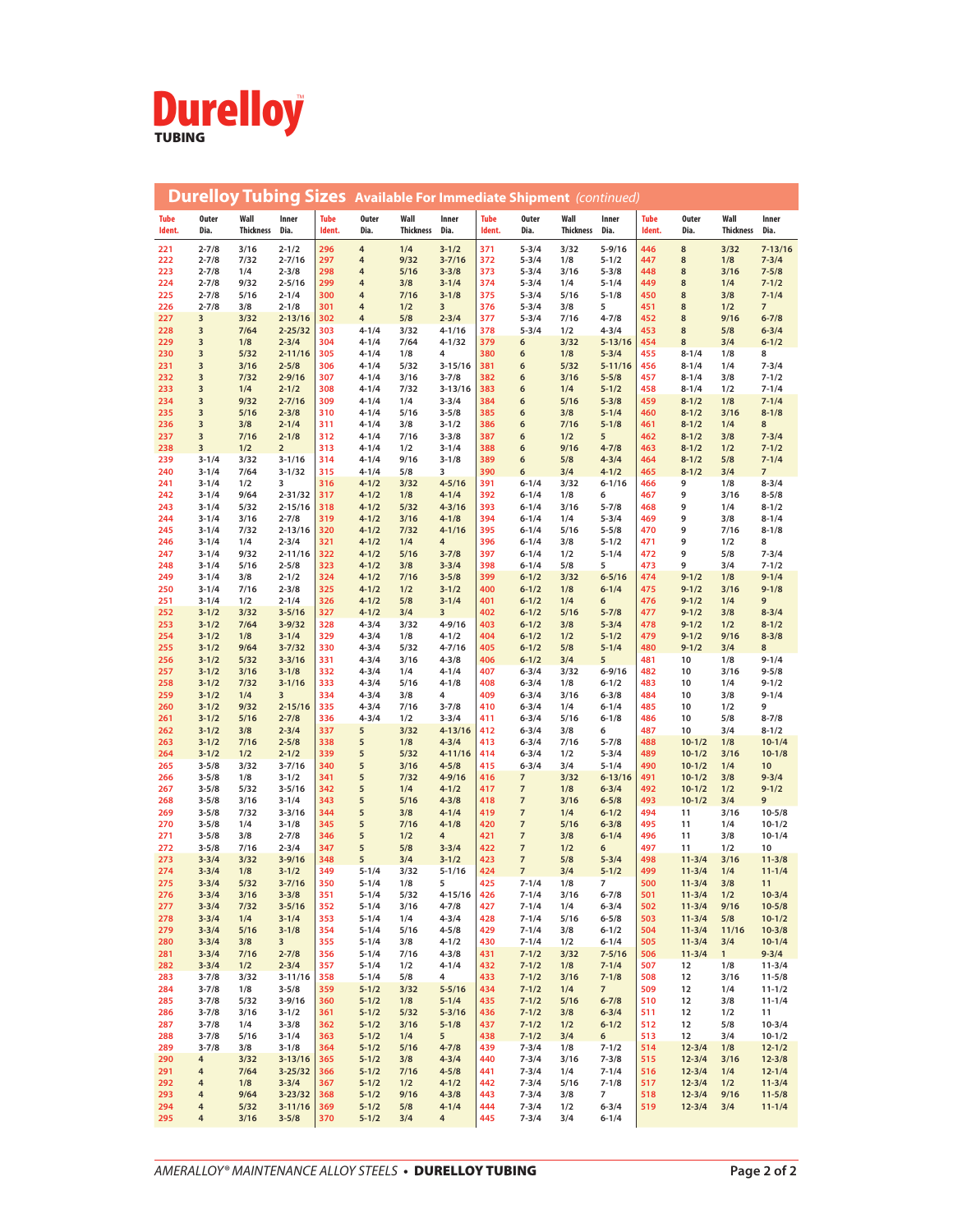# Durelloy

**TUBING**

## Durelloy Tubing Sizes Available For Immediate Shipment *(continued)*

| Tube Ident. | Outer Dia. | Wall Thickness | Inner Dia. | Tube Ident. | Outer Dia. | Wall Thickness | Inner Dia. | Tube Ident. | Outer Dia. | Wall Thickness | Inner Dia. | Tube Ident. | Outer Dia. | Wall Thickness | Inner Dia. |
|---|---|---|---|---|---|---|---|---|---|---|---|---|---|---|---|
| 221 | 2-7/8 | 3/16 | 2-1/2 | 296 | 4 | 1/4 | 3-1/2 | 371 | 5-3/4 | 3/32 | 5-9/16 | 446 | 8 | 3/32 | 7-13/16 |
| 222 | 2-7/8 | 7/32 | 2-7/16 | 297 | 4 | 9/32 | 3-7/16 | 372 | 5-3/4 | 1/8 | 5-1/2 | 447 | 8 | 1/8 | 7-3/4 |
| 223 | 2-7/8 | 1/4 | 2-3/8 | 298 | 4 | 5/16 | 3-3/8 | 373 | 5-3/4 | 3/16 | 5-3/8 | 448 | 8 | 3/16 | 7-5/8 |
| 224 | 2-7/8 | 9/32 | 2-5/16 | 299 | 4 | 3/8 | 3-1/4 | 374 | 5-3/4 | 1/4 | 5-1/4 | 449 | 8 | 1/4 | 7-1/2 |
| 225 | 2-7/8 | 5/16 | 2-1/4 | 300 | 4 | 7/16 | 3-1/8 | 375 | 5-3/4 | 5/16 | 5-1/8 | 450 | 8 | 3/8 | 7-1/4 |
| 226 | 2-7/8 | 3/8 | 2-1/8 | 301 | 4 | 1/2 | 3 | 376 | 5-3/4 | 3/8 | 5 | 451 | 8 | 1/2 | 7 |
| 227 | 3 | 3/32 | 2-13/16 | 302 | 4 | 5/8 | 2-3/4 | 377 | 5-3/4 | 7/16 | 4-7/8 | 452 | 8 | 9/16 | 6-7/8 |
| 228 | 3 | 7/64 | 2-25/32 | 303 | 4-1/4 | 3/32 | 4-1/16 | 378 | 5-3/4 | 1/2 | 4-3/4 | 453 | 8 | 5/8 | 6-3/4 |
| 229 | 3 | 1/8 | 2-3/4 | 304 | 4-1/4 | 7/64 | 4-1/32 | 379 | 6 | 3/32 | 5-13/16 | 454 | 8 | 3/4 | 6-1/2 |
| 230 | 3 | 5/32 | 2-11/16 | 305 | 4-1/4 | 1/8 | 4 | 380 | 6 | 1/8 | 5-3/4 | 455 | 8-1/4 | 1/8 | 8 |
| 231 | 3 | 3/16 | 2-5/8 | 306 | 4-1/4 | 5/32 | 3-15/16 | 381 | 6 | 5/32 | 5-11/16 | 456 | 8-1/4 | 1/4 | 7-3/4 |
| 232 | 3 | 7/32 | 2-9/16 | 307 | 4-1/4 | 3/16 | 3-7/8 | 382 | 6 | 3/16 | 5-5/8 | 457 | 8-1/4 | 3/8 | 7-1/2 |
| 233 | 3 | 1/4 | 2-1/2 | 308 | 4-1/4 | 7/32 | 3-13/16 | 383 | 6 | 1/4 | 5-1/2 | 458 | 8-1/4 | 1/2 | 7-1/4 |
| 234 | 3 | 9/32 | 2-7/16 | 309 | 4-1/4 | 1/4 | 3-3/4 | 384 | 6 | 5/16 | 5-3/8 | 459 | 8-1/2 | 1/8 | 7-1/4 |
| 235 | 3 | 5/16 | 2-3/8 | 310 | 4-1/4 | 5/16 | 3-5/8 | 385 | 6 | 3/8 | 5-1/4 | 460 | 8-1/2 | 3/16 | 8-1/8 |
| 236 | 3 | 3/8 | 2-1/4 | 311 | 4-1/4 | 3/8 | 3-1/2 | 386 | 6 | 7/16 | 5-1/8 | 461 | 8-1/2 | 1/4 | 8 |
| 237 | 3 | 7/16 | 2-1/8 | 312 | 4-1/4 | 7/16 | 3-3/8 | 387 | 6 | 1/2 | 5 | 462 | 8-1/2 | 3/8 | 7-3/4 |
| 238 | 3 | 1/2 | 2 | 313 | 4-1/4 | 1/2 | 3-1/4 | 388 | 6 | 9/16 | 4-7/8 | 463 | 8-1/2 | 1/2 | 7-1/2 |
| 239 | 3-1/4 | 3/32 | 3-1/16 | 314 | 4-1/4 | 9/16 | 3-1/8 | 389 | 6 | 5/8 | 4-3/4 | 464 | 8-1/2 | 5/8 | 7-1/4 |
| 240 | 3-1/4 | 7/64 | 3-1/32 | 315 | 4-1/4 | 5/8 | 3 | 390 | 6 | 3/4 | 4-1/2 | 465 | 8-1/2 | 3/4 | 7 |
| 241 | 3-1/4 | 1/2 | 3 | 316 | 4-1/2 | 3/32 | 4-5/16 | 391 | 6-1/4 | 3/32 | 6-1/16 | 466 | 9 | 1/8 | 8-3/4 |
| 242 | 3-1/4 | 9/64 | 2-31/32 | 317 | 4-1/2 | 1/8 | 4-1/4 | 392 | 6-1/4 | 1/8 | 6 | 467 | 9 | 3/16 | 8-5/8 |
| 243 | 3-1/4 | 5/32 | 2-15/16 | 318 | 4-1/2 | 5/32 | 4-3/16 | 393 | 6-1/4 | 3/16 | 5-7/8 | 468 | 9 | 1/4 | 8-1/2 |
| 244 | 3-1/4 | 3/16 | 2-7/8 | 319 | 4-1/2 | 3/16 | 4-1/8 | 394 | 6-1/4 | 1/4 | 5-3/4 | 469 | 9 | 3/8 | 8-1/4 |
| 245 | 3-1/4 | 7/32 | 2-13/16 | 320 | 4-1/2 | 7/32 | 4-1/16 | 395 | 6-1/4 | 5/16 | 5-5/8 | 470 | 9 | 7/16 | 8-1/8 |
| 246 | 3-1/4 | 1/4 | 2-3/4 | 321 | 4-1/2 | 1/4 | 4 | 396 | 6-1/4 | 3/8 | 5-1/2 | 471 | 9 | 1/2 | 8 |
| 247 | 3-1/4 | 9/32 | 2-11/16 | 322 | 4-1/2 | 5/16 | 3-7/8 | 397 | 6-1/4 | 1/2 | 5-1/4 | 472 | 9 | 5/8 | 7-3/4 |
| 248 | 3-1/4 | 5/16 | 2-5/8 | 323 | 4-1/2 | 3/8 | 3-3/4 | 398 | 6-1/4 | 5/8 | 5 | 473 | 9 | 3/4 | 7-1/2 |
| 249 | 3-1/4 | 3/8 | 2-1/2 | 324 | 4-1/2 | 7/16 | 3-5/8 | 399 | 6-1/2 | 3/32 | 6-5/16 | 474 | 9-1/2 | 1/8 | 9-1/4 |
| 250 | 3-1/4 | 7/16 | 2-3/8 | 325 | 4-1/2 | 1/2 | 3-1/2 | 400 | 6-1/2 | 1/8 | 6-1/4 | 475 | 9-1/2 | 3/16 | 9-1/8 |
| 251 | 3-1/4 | 1/2 | 2-1/4 | 326 | 4-1/2 | 5/8 | 3-1/4 | 401 | 6-1/2 | 1/4 | 6 | 476 | 9-1/2 | 1/4 | 9 |
| 252 | 3-1/2 | 3/32 | 3-5/16 | 327 | 4-1/2 | 3/4 | 3 | 402 | 6-1/2 | 5/16 | 5-7/8 | 477 | 9-1/2 | 3/8 | 8-3/4 |
| 253 | 3-1/2 | 7/64 | 3-9/32 | 328 | 4-3/4 | 3/32 | 4-9/16 | 403 | 6-1/2 | 3/8 | 5-3/4 | 478 | 9-1/2 | 1/2 | 8-1/2 |
| 254 | 3-1/2 | 1/8 | 3-1/4 | 329 | 4-3/4 | 1/8 | 4-1/2 | 404 | 6-1/2 | 1/2 | 5-1/2 | 479 | 9-1/2 | 9/16 | 8-3/8 |
| 255 | 3-1/2 | 9/64 | 3-7/32 | 330 | 4-3/4 | 5/32 | 4-7/16 | 405 | 6-1/2 | 5/8 | 5-1/4 | 480 | 9-1/2 | 3/4 | 8 |
| 256 | 3-1/2 | 5/32 | 3-3/16 | 331 | 4-3/4 | 3/16 | 4-3/8 | 406 | 6-1/2 | 3/4 | 5 | 481 | 10 | 1/8 | 9-1/4 |
| 257 | 3-1/2 | 3/16 | 3-1/8 | 332 | 4-3/4 | 1/4 | 4-1/4 | 407 | 6-3/4 | 3/32 | 6-9/16 | 482 | 10 | 3/16 | 9-5/8 |
| 258 | 3-1/2 | 7/32 | 3-1/16 | 333 | 4-3/4 | 5/16 | 4-1/8 | 408 | 6-3/4 | 1/8 | 6-1/2 | 483 | 10 | 1/4 | 9-1/2 |
| 259 | 3-1/2 | 1/4 | 3 | 334 | 4-3/4 | 3/8 | 4 | 409 | 6-3/4 | 3/16 | 6-3/8 | 484 | 10 | 3/8 | 9-1/4 |
| 260 | 3-1/2 | 9/32 | 2-15/16 | 335 | 4-3/4 | 7/16 | 3-7/8 | 410 | 6-3/4 | 1/4 | 6-1/4 | 485 | 10 | 1/2 | 9 |
| 261 | 3-1/2 | 5/16 | 2-7/8 | 336 | 4-3/4 | 1/2 | 3-3/4 | 411 | 6-3/4 | 5/16 | 6-1/8 | 486 | 10 | 5/8 | 8-7/8 |
| 262 | 3-1/2 | 3/8 | 2-3/4 | 337 | 5 | 3/32 | 4-13/16 | 412 | 6-3/4 | 3/8 | 6 | 487 | 10 | 3/4 | 8-1/2 |
| 263 | 3-1/2 | 7/16 | 2-5/8 | 338 | 5 | 1/8 | 4-3/4 | 413 | 6-3/4 | 7/16 | 5-7/8 | 488 | 10-1/2 | 1/8 | 10-1/4 |
| 264 | 3-1/2 | 1/2 | 2-1/2 | 339 | 5 | 5/32 | 4-11/16 | 414 | 6-3/4 | 1/2 | 5-3/4 | 489 | 10-1/2 | 3/16 | 10-1/8 |
| 265 | 3-5/8 | 3/32 | 3-7/16 | 340 | 5 | 3/16 | 4-5/8 | 415 | 6-3/4 | 3/4 | 5-1/4 | 490 | 10-1/2 | 1/4 | 10 |
| 266 | 3-5/8 | 1/8 | 3-1/2 | 341 | 5 | 7/32 | 4-9/16 | 416 | 7 | 3/32 | 6-13/16 | 491 | 10-1/2 | 3/8 | 9-3/4 |
| 267 | 3-5/8 | 5/32 | 3-5/16 | 342 | 5 | 1/4 | 4-1/2 | 417 | 7 | 1/8 | 6-3/4 | 492 | 10-1/2 | 1/2 | 9-1/2 |
| 268 | 3-5/8 | 3/16 | 3-1/4 | 343 | 5 | 5/16 | 4-3/8 | 418 | 7 | 3/16 | 6-5/8 | 493 | 10-1/2 | 3/4 | 9 |
| 269 | 3-5/8 | 7/32 | 3-3/16 | 344 | 5 | 3/8 | 4-1/4 | 419 | 7 | 1/4 | 6-1/2 | 494 | 11 | 3/16 | 10-5/8 |
| 270 | 3-5/8 | 1/4 | 3-1/8 | 345 | 5 | 7/16 | 4-1/8 | 420 | 7 | 5/16 | 6-3/8 | 495 | 11 | 1/4 | 10-1/2 |
| 271 | 3-5/8 | 3/8 | 2-7/8 | 346 | 5 | 1/2 | 4 | 421 | 7 | 3/8 | 6-1/4 | 496 | 11 | 3/8 | 10-1/4 |
| 272 | 3-5/8 | 7/16 | 2-3/4 | 347 | 5 | 5/8 | 3-3/4 | 422 | 7 | 1/2 | 6 | 497 | 11 | 1/2 | 10 |
| 273 | 3-3/4 | 3/32 | 3-9/16 | 348 | 5 | 3/4 | 3-1/2 | 423 | 7 | 5/8 | 5-3/4 | 498 | 11-3/4 | 3/16 | 11-3/8 |
| 274 | 3-3/4 | 1/8 | 3-1/2 | 349 | 5-1/4 | 3/32 | 5-1/16 | 424 | 7 | 3/4 | 5-1/2 | 499 | 11-3/4 | 1/4 | 11-1/4 |
| 275 | 3-3/4 | 5/32 | 3-7/16 | 350 | 5-1/4 | 1/8 | 5 | 425 | 7-1/4 | 1/8 | 7 | 500 | 11-3/4 | 3/8 | 11 |
| 276 | 3-3/4 | 3/16 | 3-3/8 | 351 | 5-1/4 | 5/32 | 4-15/16 | 426 | 7-1/4 | 3/16 | 6-7/8 | 501 | 11-3/4 | 1/2 | 10-3/4 |
| 277 | 3-3/4 | 7/32 | 3-5/16 | 352 | 5-1/4 | 3/16 | 4-7/8 | 427 | 7-1/4 | 1/4 | 6-3/4 | 502 | 11-3/4 | 9/16 | 10-5/8 |
| 278 | 3-3/4 | 1/4 | 3-1/4 | 353 | 5-1/4 | 1/4 | 4-3/4 | 428 | 7-1/4 | 5/16 | 6-5/8 | 503 | 11-3/4 | 5/8 | 10-1/2 |
| 279 | 3-3/4 | 5/16 | 3-1/8 | 354 | 5-1/4 | 5/16 | 4-5/8 | 429 | 7-1/4 | 3/8 | 6-1/2 | 504 | 11-3/4 | 11/16 | 10-3/8 |
| 280 | 3-3/4 | 3/8 | 3 | 355 | 5-1/4 | 3/8 | 4-1/2 | 430 | 7-1/4 | 1/2 | 6-1/4 | 505 | 11-3/4 | 3/4 | 10-1/4 |
| 281 | 3-3/4 | 7/16 | 2-7/8 | 356 | 5-1/4 | 7/16 | 4-3/8 | 431 | 7-1/2 | 3/32 | 7-5/16 | 506 | 11-3/4 | 1 | 9-3/4 |
| 282 | 3-3/4 | 1/2 | 2-3/4 | 357 | 5-1/4 | 1/2 | 4-1/4 | 432 | 7-1/2 | 1/8 | 7-1/4 | 507 | 12 | 1/8 | 11-3/4 |
| 283 | 3-7/8 | 3/32 | 3-11/16 | 358 | 5-1/4 | 5/8 | 4 | 433 | 7-1/2 | 3/16 | 7-1/8 | 508 | 12 | 3/16 | 11-5/8 |
| 284 | 3-7/8 | 1/8 | 3-5/8 | 359 | 5-1/2 | 3/32 | 5-5/16 | 434 | 7-1/2 | 1/4 | 7 | 509 | 12 | 1/4 | 11-1/2 |
| 285 | 3-7/8 | 5/32 | 3-9/16 | 360 | 5-1/2 | 1/8 | 5-1/4 | 435 | 7-1/2 | 5/16 | 6-7/8 | 510 | 12 | 3/8 | 11-1/4 |
| 286 | 3-7/8 | 3/16 | 3-1/2 | 361 | 5-1/2 | 5/32 | 5-3/16 | 436 | 7-1/2 | 3/8 | 6-3/4 | 511 | 12 | 1/2 | 11 |
| 287 | 3-7/8 | 1/4 | 3-3/8 | 362 | 5-1/2 | 3/16 | 5-1/8 | 437 | 7-1/2 | 1/2 | 6-1/2 | 512 | 12 | 5/8 | 10-3/4 |
| 288 | 3-7/8 | 5/16 | 3-1/4 | 363 | 5-1/2 | 1/4 | 5 | 438 | 7-1/2 | 3/4 | 6 | 513 | 12 | 3/4 | 10-1/2 |
| 289 | 3-7/8 | 3/8 | 3-1/8 | 364 | 5-1/2 | 5/16 | 4-7/8 | 439 | 7-3/4 | 1/8 | 7-1/2 | 514 | 12-3/4 | 1/8 | 12-1/2 |
| 290 | 4 | 3/32 | 3-13/16 | 365 | 5-1/2 | 3/8 | 4-3/4 | 440 | 7-3/4 | 3/16 | 7-3/8 | 515 | 12-3/4 | 3/16 | 12-3/8 |
| 291 | 4 | 7/64 | 3-25/32 | 366 | 5-1/2 | 7/16 | 4-5/8 | 441 | 7-3/4 | 1/4 | 7-1/4 | 516 | 12-3/4 | 1/4 | 12-1/4 |
| 292 | 4 | 1/8 | 3-3/4 | 367 | 5-1/2 | 1/2 | 4-1/2 | 442 | 7-3/4 | 5/16 | 7-1/8 | 517 | 12-3/4 | 1/2 | 11-3/4 |
| 293 | 4 | 9/64 | 3-23/32 | 368 | 5-1/2 | 9/16 | 4-3/8 | 443 | 7-3/4 | 3/8 | 7 | 518 | 12-3/4 | 9/16 | 11-5/8 |
| 294 | 4 | 5/32 | 3-11/16 | 369 | 5-1/2 | 5/8 | 4-1/4 | 444 | 7-3/4 | 1/2 | 6-3/4 | 519 | 12-3/4 | 3/4 | 11-1/4 |
| 295 | 4 | 3/16 | 3-5/8 | 370 | 5-1/2 | 3/4 | 4 | 445 | 7-3/4 | 3/4 | 6-1/4 | | | | |

*AMERALLOY® MAINTENANCE ALLOY STEELS* • **DURELLOY TUBING**